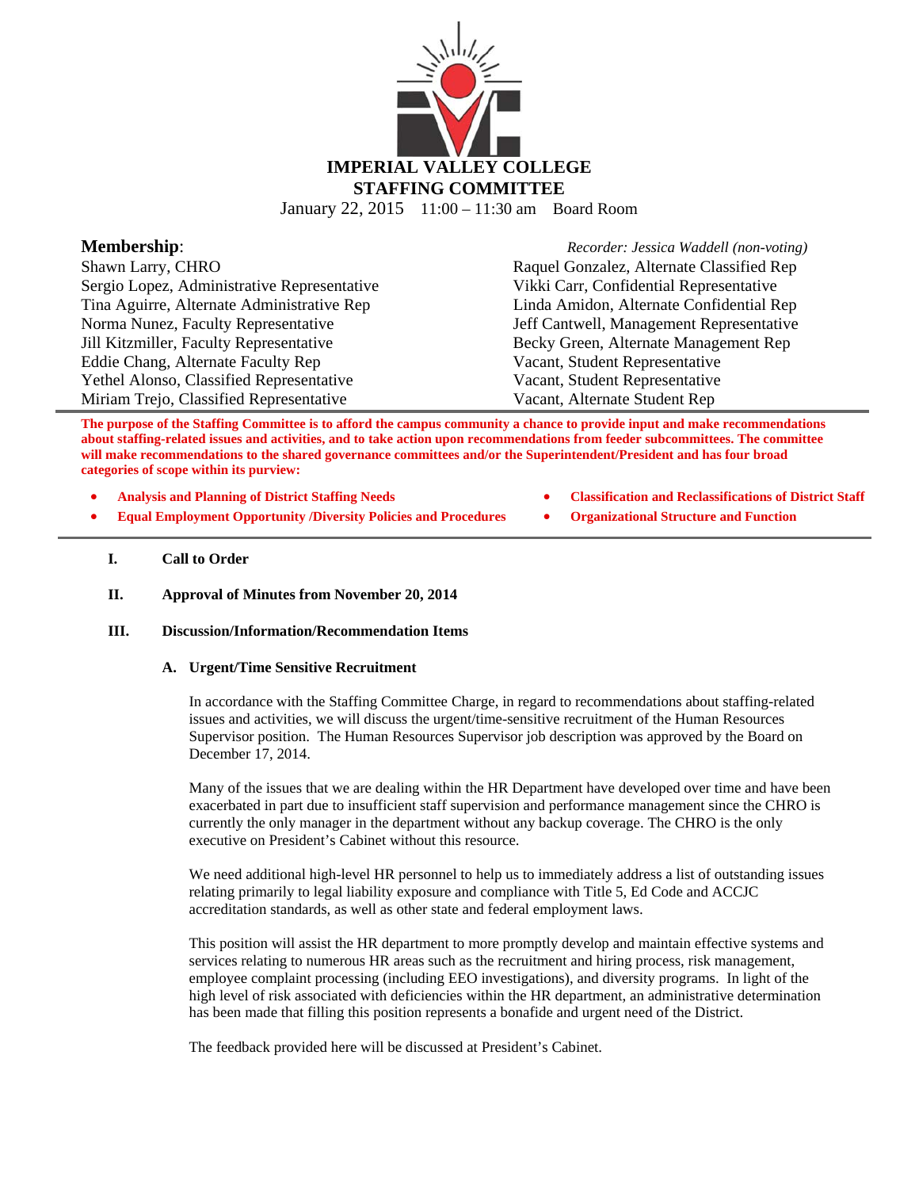# IMPERIAL VALLEY COLLEGE
## STAFFING COMMITTEE

January 22, 2015 11:00 – 11:30 am Board Room

**Membership**:

*Recorder: Jessica Waddell (non-voting)*

Shawn Larry, CHRO
Sergio Lopez, Administrative Representative
Tina Aguirre, Alternate Administrative Rep
Norma Nunez, Faculty Representative
Jill Kitzmiller, Faculty Representative
Eddie Chang, Alternate Faculty Rep
Yethel Alonso, Classified Representative
Miriam Trejo, Classified Representative
Raquel Gonzalez, Alternate Classified Rep
Vikki Carr, Confidential Representative
Linda Amidon, Alternate Confidential Rep
Jeff Cantwell, Management Representative
Becky Green, Alternate Management Rep
Vacant, Student Representative
Vacant, Student Representative
Vacant, Alternate Student Rep

---

**The purpose of the Staffing Committee is to afford the campus community a chance to provide input and make recommendations about staffing-related issues and activities, and to take action upon recommendations from feeder subcommittees. The committee will make recommendations to the shared governance committees and/or the Superintendent/President and has four broad categories of scope within its purview:**

- **Analysis and Planning of District Staffing Needs**
- **Equal Employment Opportunity /Diversity Policies and Procedures**
- **Classification and Reclassifications of District Staff**
- **Organizational Structure and Function**

---

**I. Call to Order**

**II. Approval of Minutes from November 20, 2014**

**III. Discussion/Information/Recommendation Items**

**A. Urgent/Time Sensitive Recruitment**

In accordance with the Staffing Committee Charge, in regard to recommendations about staffing-related issues and activities, we will discuss the urgent/time-sensitive recruitment of the Human Resources Supervisor position. The Human Resources Supervisor job description was approved by the Board on December 17, 2014.

Many of the issues that we are dealing within the HR Department have developed over time and have been exacerbated in part due to insufficient staff supervision and performance management since the CHRO is currently the only manager in the department without any backup coverage. The CHRO is the only executive on President's Cabinet without this resource.

We need additional high-level HR personnel to help us to immediately address a list of outstanding issues relating primarily to legal liability exposure and compliance with Title 5, Ed Code and ACCJC accreditation standards, as well as other state and federal employment laws.

This position will assist the HR department to more promptly develop and maintain effective systems and services relating to numerous HR areas such as the recruitment and hiring process, risk management, employee complaint processing (including EEO investigations), and diversity programs. In light of the high level of risk associated with deficiencies within the HR department, an administrative determination has been made that filling this position represents a bonafide and urgent need of the District.

The feedback provided here will be discussed at President's Cabinet.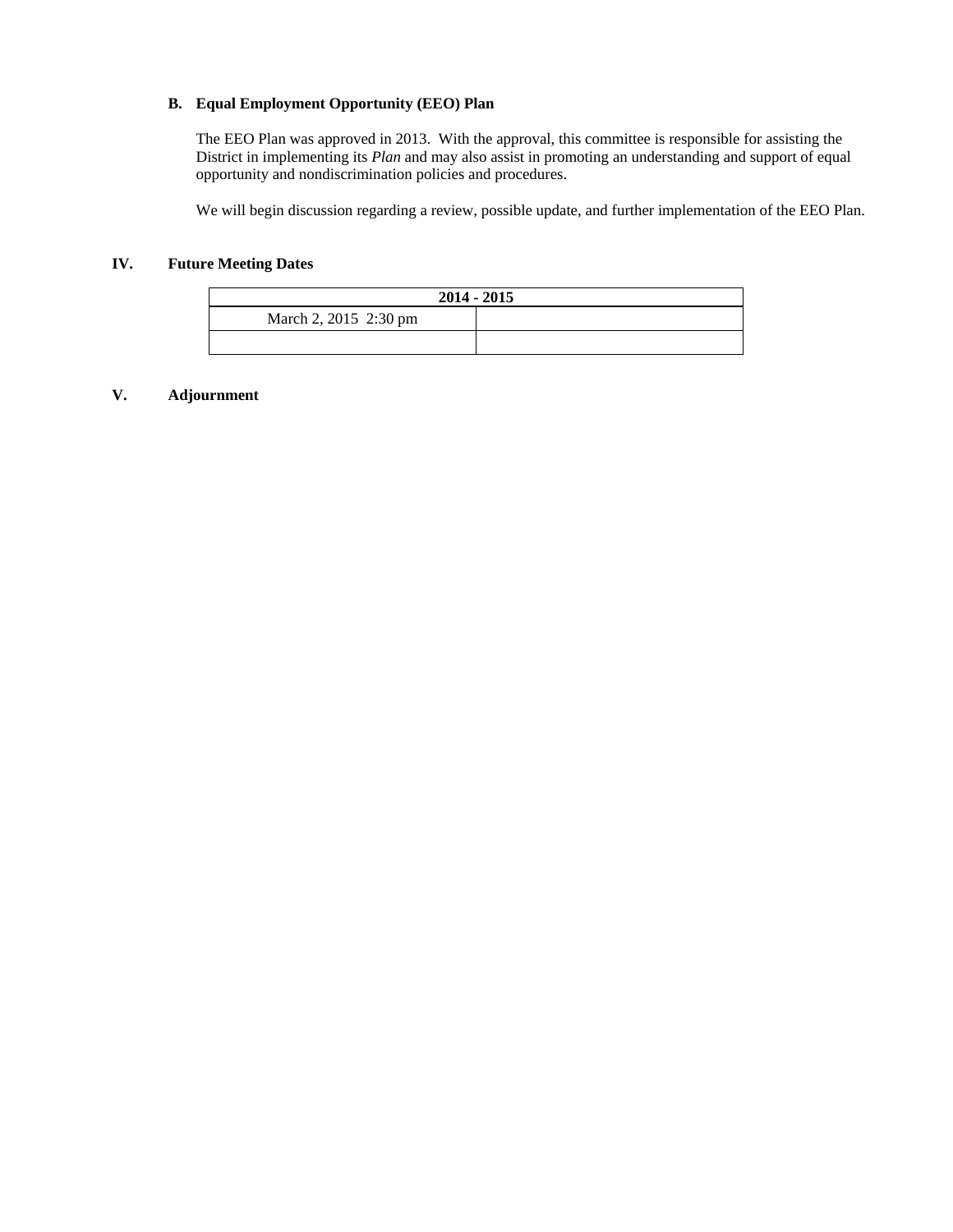### B. Equal Employment Opportunity (EEO) Plan

The EEO Plan was approved in 2013. With the approval, this committee is responsible for assisting the District in implementing its *Plan* and may also assist in promoting an understanding and support of equal opportunity and nondiscrimination policies and procedures.

We will begin discussion regarding a review, possible update, and further implementation of the EEO Plan.

## IV. Future Meeting Dates

| 2014 - 2015 | |
|---|---|
| March 2, 2015 2:30 pm | |
| | |

## V. Adjournment